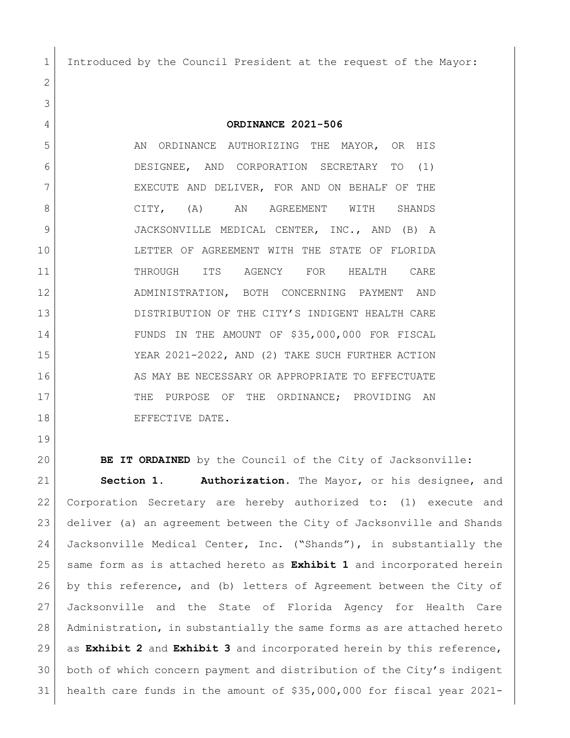Introduced by the Council President at the request of the Mayor:

# ORDINANCE 2021-506

AN ORDINANCE AUTHORIZING THE MAYOR, OR HIS DESIGNEE, AND CORPORATION SECRETARY TO (1) EXECUTE AND DELIVER, FOR AND ON BEHALF OF THE CITY, (A) AN AGREEMENT WITH SHANDS JACKSONVILLE MEDICAL CENTER, INC., AND (B) A LETTER OF AGREEMENT WITH THE STATE OF FLORIDA THROUGH ITS AGENCY FOR HEALTH CARE ADMINISTRATION, BOTH CONCERNING PAYMENT AND DISTRIBUTION OF THE CITY'S INDIGENT HEALTH CARE FUNDS IN THE AMOUNT OF $35,000,000 FOR FISCAL YEAR 2021-2022, AND (2) TAKE SUCH FURTHER ACTION AS MAY BE NECESSARY OR APPROPRIATE TO EFFECTUATE THE PURPOSE OF THE ORDINANCE; PROVIDING AN EFFECTIVE DATE.

**BE IT ORDAINED** by the Council of the City of Jacksonville:

**Section 1. Authorization.** The Mayor, or his designee, and Corporation Secretary are hereby authorized to: (1) execute and deliver (a) an agreement between the City of Jacksonville and Shands Jacksonville Medical Center, Inc. ("Shands"), in substantially the same form as is attached hereto as **Exhibit 1** and incorporated herein by this reference, and (b) letters of Agreement between the City of Jacksonville and the State of Florida Agency for Health Care Administration, in substantially the same forms as are attached hereto as **Exhibit 2** and **Exhibit 3** and incorporated herein by this reference, both of which concern payment and distribution of the City's indigent health care funds in the amount of $35,000,000 for fiscal year 2021-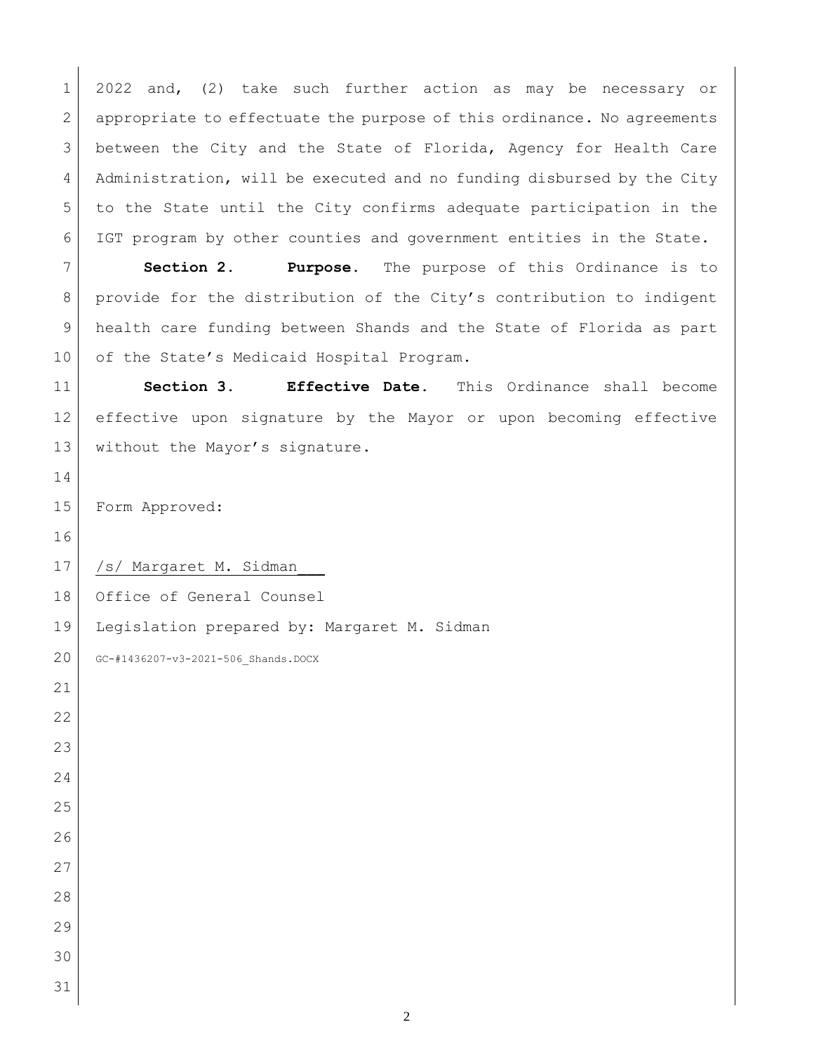2022 and, (2) take such further action as may be necessary or appropriate to effectuate the purpose of this ordinance. No agreements between the City and the State of Florida, Agency for Health Care Administration, will be executed and no funding disbursed by the City to the State until the City confirms adequate participation in the IGT program by other counties and government entities in the State.

**Section 2. Purpose.** The purpose of this Ordinance is to provide for the distribution of the City's contribution to indigent health care funding between Shands and the State of Florida as part of the State's Medicaid Hospital Program.

**Section 3. Effective Date.** This Ordinance shall become effective upon signature by the Mayor or upon becoming effective without the Mayor's signature.

Form Approved:

/s/ Margaret M. Sidman

Office of General Counsel

Legislation prepared by: Margaret M. Sidman

GC-#1436207-v3-2021-506_Shands.DOCX